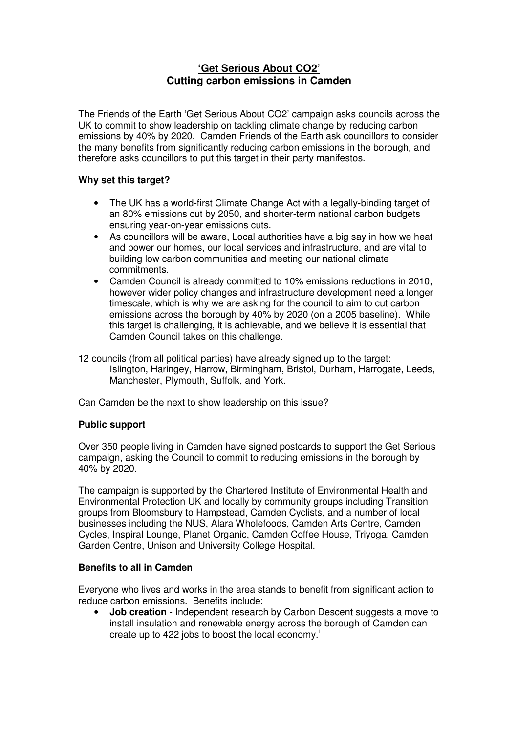# 'Get Serious About CO2'
# Cutting carbon emissions in Camden

The Friends of the Earth 'Get Serious About CO2' campaign asks councils across the UK to commit to show leadership on tackling climate change by reducing carbon emissions by 40% by 2020. Camden Friends of the Earth ask councillors to consider the many benefits from significantly reducing carbon emissions in the borough, and therefore asks councillors to put this target in their party manifestos.

**Why set this target?**

- The UK has a world-first Climate Change Act with a legally-binding target of an 80% emissions cut by 2050, and shorter-term national carbon budgets ensuring year-on-year emissions cuts.
- As councillors will be aware, Local authorities have a big say in how we heat and power our homes, our local services and infrastructure, and are vital to building low carbon communities and meeting our national climate commitments.
- Camden Council is already committed to 10% emissions reductions in 2010, however wider policy changes and infrastructure development need a longer timescale, which is why we are asking for the council to aim to cut carbon emissions across the borough by 40% by 2020 (on a 2005 baseline). While this target is challenging, it is achievable, and we believe it is essential that Camden Council takes on this challenge.

12 councils (from all political parties) have already signed up to the target:
Islington, Haringey, Harrow, Birmingham, Bristol, Durham, Harrogate, Leeds, Manchester, Plymouth, Suffolk, and York.

Can Camden be the next to show leadership on this issue?

**Public support**

Over 350 people living in Camden have signed postcards to support the Get Serious campaign, asking the Council to commit to reducing emissions in the borough by 40% by 2020.

The campaign is supported by the Chartered Institute of Environmental Health and Environmental Protection UK and locally by community groups including Transition groups from Bloomsbury to Hampstead, Camden Cyclists, and a number of local businesses including the NUS, Alara Wholefoods, Camden Arts Centre, Camden Cycles, Inspiral Lounge, Planet Organic, Camden Coffee House, Triyoga, Camden Garden Centre, Unison and University College Hospital.

**Benefits to all in Camden**

Everyone who lives and works in the area stands to benefit from significant action to reduce carbon emissions. Benefits include:

- **Job creation** - Independent research by Carbon Descent suggests a move to install insulation and renewable energy across the borough of Camden can create up to 422 jobs to boost the local economy.[i]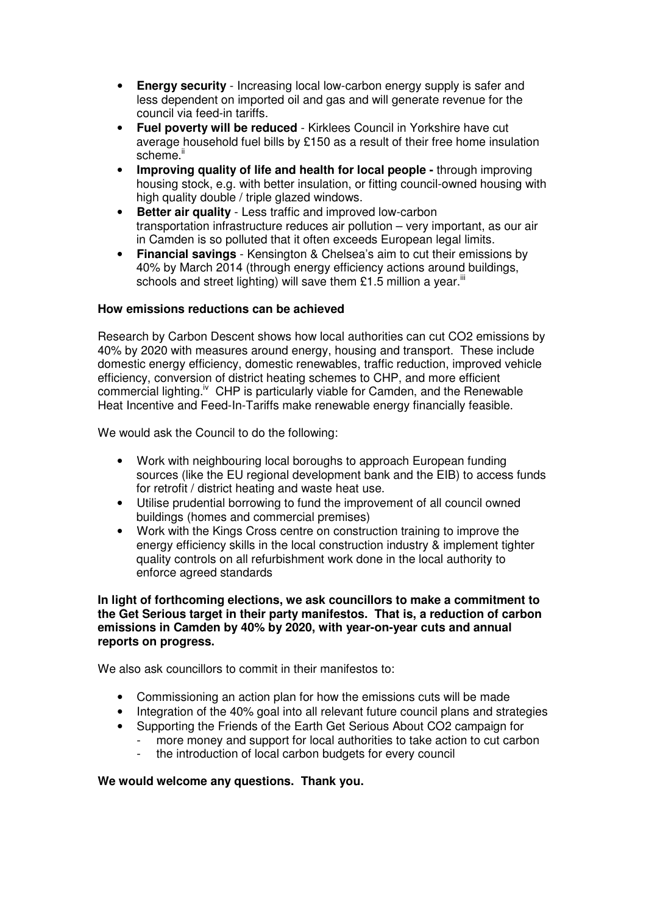- **Energy security** - Increasing local low-carbon energy supply is safer and less dependent on imported oil and gas and will generate revenue for the council via feed-in tariffs.
- **Fuel poverty will be reduced** - Kirklees Council in Yorkshire have cut average household fuel bills by £150 as a result of their free home insulation scheme.[ii]
- **Improving quality of life and health for local people -** through improving housing stock, e.g. with better insulation, or fitting council-owned housing with high quality double / triple glazed windows.
- **Better air quality** - Less traffic and improved low-carbon transportation infrastructure reduces air pollution – very important, as our air in Camden is so polluted that it often exceeds European legal limits.
- **Financial savings** - Kensington & Chelsea's aim to cut their emissions by 40% by March 2014 (through energy efficiency actions around buildings, schools and street lighting) will save them £1.5 million a year.[iii]

**How emissions reductions can be achieved**

Research by Carbon Descent shows how local authorities can cut $CO_2$ emissions by 40% by 2020 with measures around energy, housing and transport. These include domestic energy efficiency, domestic renewables, traffic reduction, improved vehicle efficiency, conversion of district heating schemes to CHP, and more efficient commercial lighting.[iv] CHP is particularly viable for Camden, and the Renewable Heat Incentive and Feed-In-Tariffs make renewable energy financially feasible.

We would ask the Council to do the following:

- Work with neighbouring local boroughs to approach European funding sources (like the EU regional development bank and the EIB) to access funds for retrofit / district heating and waste heat use.
- Utilise prudential borrowing to fund the improvement of all council owned buildings (homes and commercial premises)
- Work with the Kings Cross centre on construction training to improve the energy efficiency skills in the local construction industry & implement tighter quality controls on all refurbishment work done in the local authority to enforce agreed standards

**In light of forthcoming elections, we ask councillors to make a commitment to the Get Serious target in their party manifestos. That is, a reduction of carbon emissions in Camden by 40% by 2020, with year-on-year cuts and annual reports on progress.**

We also ask councillors to commit in their manifestos to:

- Commissioning an action plan for how the emissions cuts will be made
- Integration of the 40% goal into all relevant future council plans and strategies
- Supporting the Friends of the Earth Get Serious About $CO_2$ campaign for
  - more money and support for local authorities to take action to cut carbon
  - the introduction of local carbon budgets for every council

**We would welcome any questions. Thank you.**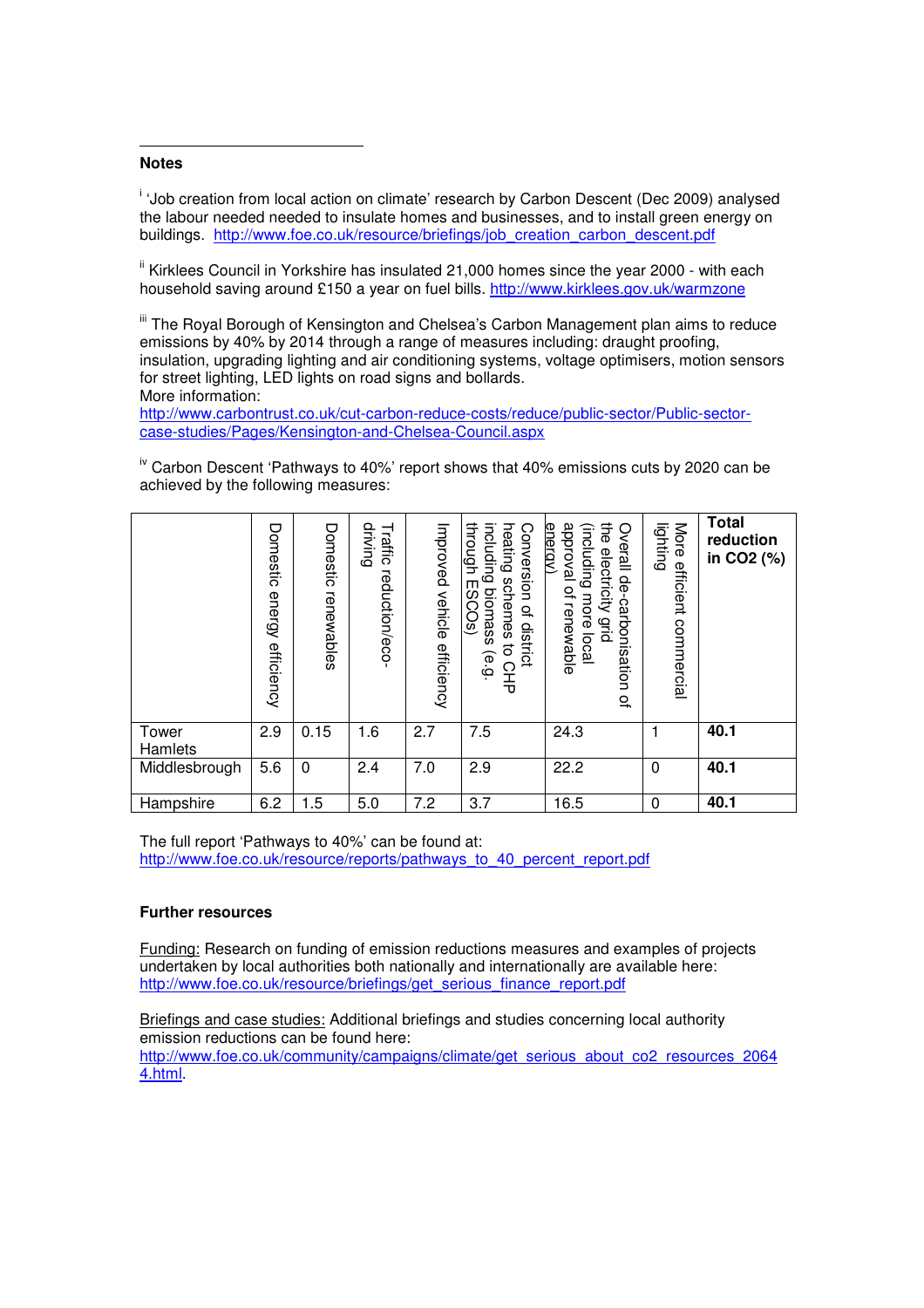**Notes**

[i] 'Job creation from local action on climate' research by Carbon Descent (Dec 2009) analysed the labour needed needed to insulate homes and businesses, and to install green energy on buildings. http://www.foe.co.uk/resource/briefings/job_creation_carbon_descent.pdf

[ii] Kirklees Council in Yorkshire has insulated 21,000 homes since the year 2000 - with each household saving around £150 a year on fuel bills. http://www.kirklees.gov.uk/warmzone

[iii] The Royal Borough of Kensington and Chelsea's Carbon Management plan aims to reduce emissions by 40% by 2014 through a range of measures including: draught proofing, insulation, upgrading lighting and air conditioning systems, voltage optimisers, motion sensors for street lighting, LED lights on road signs and bollards.
More information:
http://www.carbontrust.co.uk/cut-carbon-reduce-costs/reduce/public-sector/Public-sector-case-studies/Pages/Kensington-and-Chelsea-Council.aspx

[iv] Carbon Descent 'Pathways to 40%' report shows that 40% emissions cuts by 2020 can be achieved by the following measures:

| | Domestic energy efficiency | Domestic renewables | Traffic reduction/eco-driving | Improved vehicle efficiency | Conversion of district heating schemes to CHP including biomass (e.g. through ESCOs) | Overall de-carbonisation of the electricity grid (including more local approval of renewable energy) | More efficient commercial lighting | **Total reduction in CO2 (%)** |
|---|---|---|---|---|---|---|---|---|
| Tower Hamlets | 2.9 | 0.15 | 1.6 | 2.7 | 7.5 | 24.3 | 1 | **40.1** |
| Middlesbrough | 5.6 | 0 | 2.4 | 7.0 | 2.9 | 22.2 | 0 | **40.1** |
| Hampshire | 6.2 | 1.5 | 5.0 | 7.2 | 3.7 | 16.5 | 0 | **40.1** |

The full report 'Pathways to 40%' can be found at:
http://www.foe.co.uk/resource/reports/pathways_to_40_percent_report.pdf

**Further resources**

Funding: Research on funding of emission reductions measures and examples of projects undertaken by local authorities both nationally and internationally are available here:
http://www.foe.co.uk/resource/briefings/get_serious_finance_report.pdf

Briefings and case studies: Additional briefings and studies concerning local authority emission reductions can be found here:
http://www.foe.co.uk/community/campaigns/climate/get_serious_about_co2_resources_20644.html.